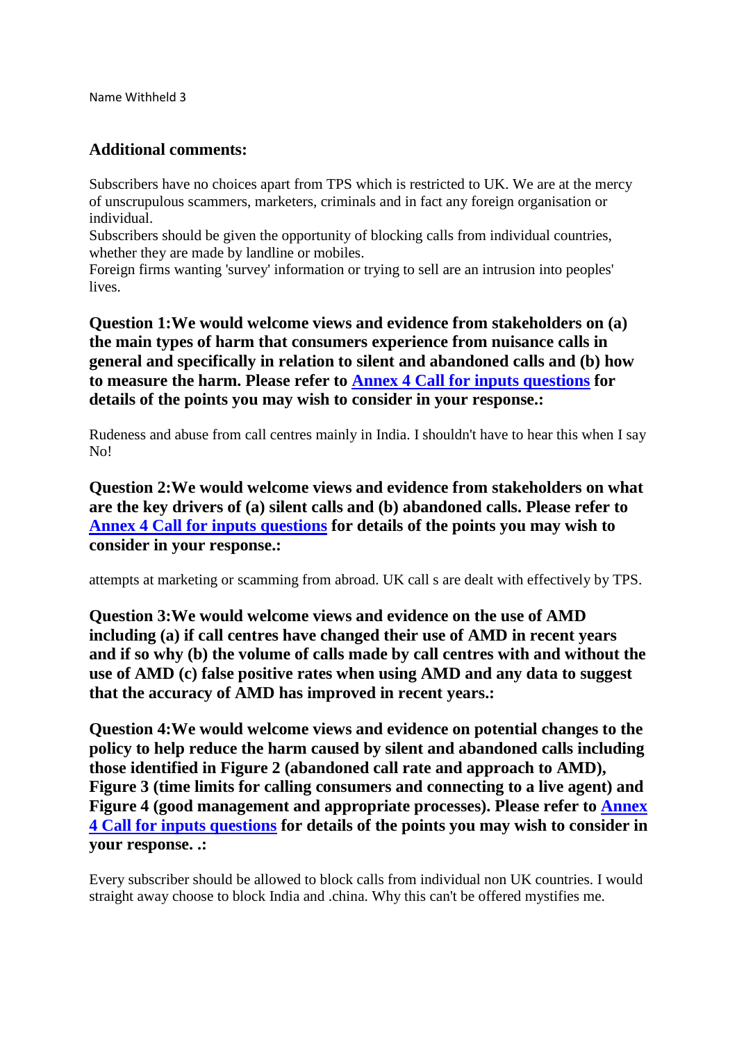Name Withheld 3

## Additional comments:

Subscribers have no choices apart from TPS which is restricted to UK. We are at the mercy of unscrupulous scammers, marketers, criminals and in fact any foreign organisation or individual.
Subscribers should be given the opportunity of blocking calls from individual countries, whether they are made by landline or mobiles.
Foreign firms wanting 'survey' information or trying to sell are an intrusion into peoples' lives.

**Question 1:We would welcome views and evidence from stakeholders on (a) the main types of harm that consumers experience from nuisance calls in general and specifically in relation to silent and abandoned calls and (b) how to measure the harm. Please refer to [Annex 4 Call for inputs questions]() for details of the points you may wish to consider in your response.:**

Rudeness and abuse from call centres mainly in India. I shouldn't have to hear this when I say No!

**Question 2:We would welcome views and evidence from stakeholders on what are the key drivers of (a) silent calls and (b) abandoned calls. Please refer to [Annex 4 Call for inputs questions]() for details of the points you may wish to consider in your response.:**

attempts at marketing or scamming from abroad. UK call s are dealt with effectively by TPS.

**Question 3:We would welcome views and evidence on the use of AMD including (a) if call centres have changed their use of AMD in recent years and if so why (b) the volume of calls made by call centres with and without the use of AMD (c) false positive rates when using AMD and any data to suggest that the accuracy of AMD has improved in recent years.:**

**Question 4:We would welcome views and evidence on potential changes to the policy to help reduce the harm caused by silent and abandoned calls including those identified in Figure 2 (abandoned call rate and approach to AMD), Figure 3 (time limits for calling consumers and connecting to a live agent) and Figure 4 (good management and appropriate processes). Please refer to [Annex 4 Call for inputs questions]() for details of the points you may wish to consider in your response. .:**

Every subscriber should be allowed to block calls from individual non UK countries. I would straight away choose to block India and .china. Why this can't be offered mystifies me.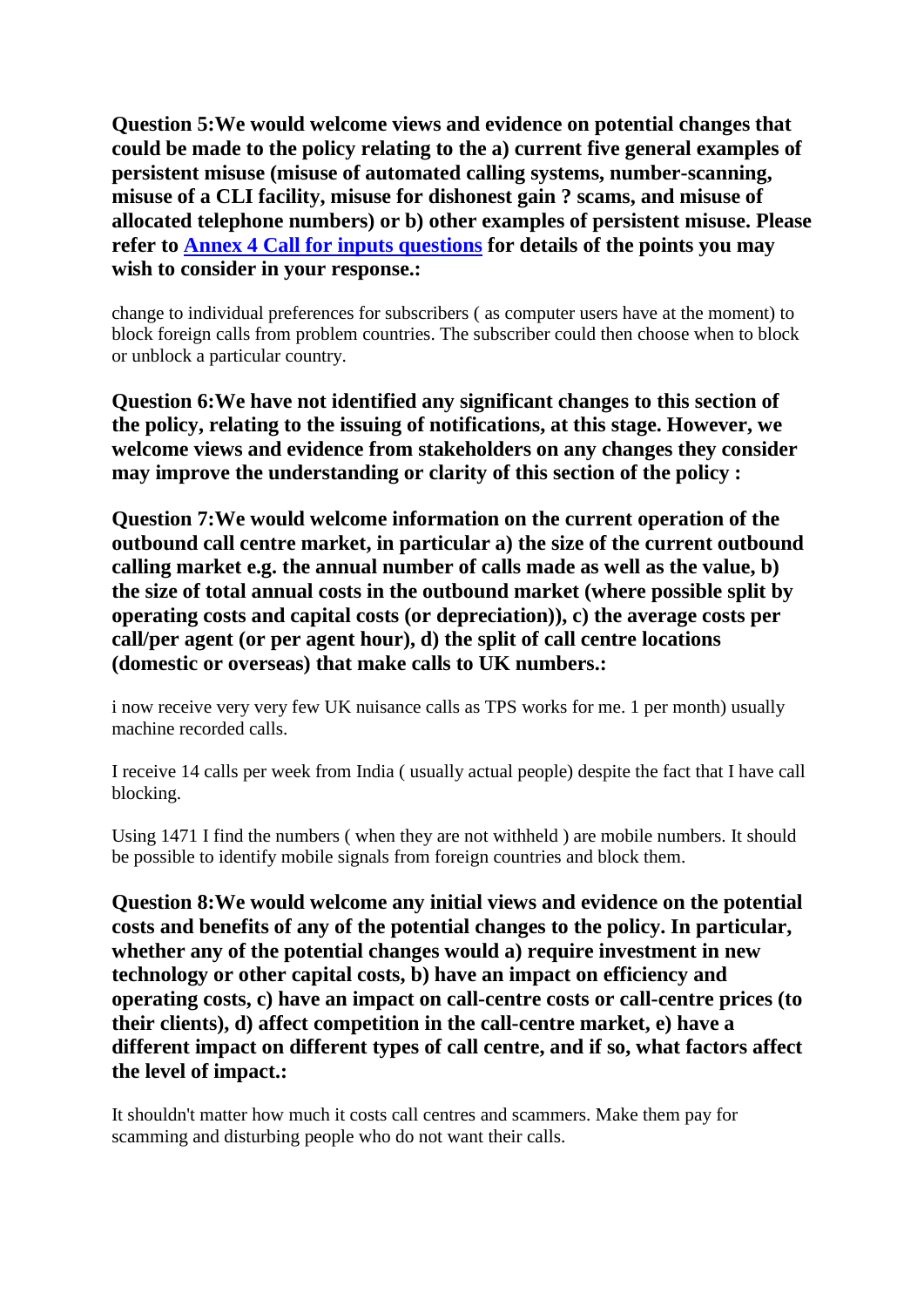**Question 5:We would welcome views and evidence on potential changes that could be made to the policy relating to the a) current five general examples of persistent misuse (misuse of automated calling systems, number-scanning, misuse of a CLI facility, misuse for dishonest gain ? scams, and misuse of allocated telephone numbers) or b) other examples of persistent misuse. Please refer to [Annex 4 Call for inputs questions] for details of the points you may wish to consider in your response.:**

change to individual preferences for subscribers ( as computer users have at the moment) to block foreign calls from problem countries. The subscriber could then choose when to block or unblock a particular country.

**Question 6:We have not identified any significant changes to this section of the policy, relating to the issuing of notifications, at this stage. However, we welcome views and evidence from stakeholders on any changes they consider may improve the understanding or clarity of this section of the policy :**

**Question 7:We would welcome information on the current operation of the outbound call centre market, in particular a) the size of the current outbound calling market e.g. the annual number of calls made as well as the value, b) the size of total annual costs in the outbound market (where possible split by operating costs and capital costs (or depreciation)), c) the average costs per call/per agent (or per agent hour), d) the split of call centre locations (domestic or overseas) that make calls to UK numbers.:**

i now receive very very few UK nuisance calls as TPS works for me. 1 per month) usually machine recorded calls.

I receive 14 calls per week from India ( usually actual people) despite the fact that I have call blocking.

Using 1471 I find the numbers ( when they are not withheld ) are mobile numbers. It should be possible to identify mobile signals from foreign countries and block them.

**Question 8:We would welcome any initial views and evidence on the potential costs and benefits of any of the potential changes to the policy. In particular, whether any of the potential changes would a) require investment in new technology or other capital costs, b) have an impact on efficiency and operating costs, c) have an impact on call-centre costs or call-centre prices (to their clients), d) affect competition in the call-centre market, e) have a different impact on different types of call centre, and if so, what factors affect the level of impact.:**

It shouldn't matter how much it costs call centres and scammers. Make them pay for scamming and disturbing people who do not want their calls.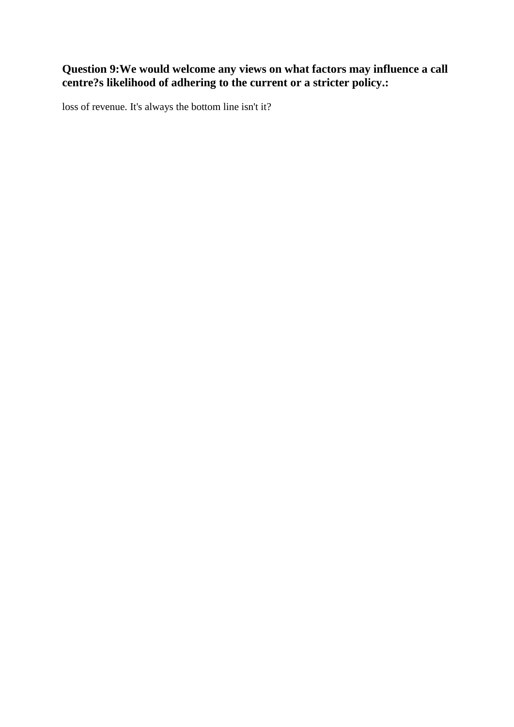**Question 9:We would welcome any views on what factors may influence a call centre?s likelihood of adhering to the current or a stricter policy.:**

loss of revenue. It's always the bottom line isn't it?